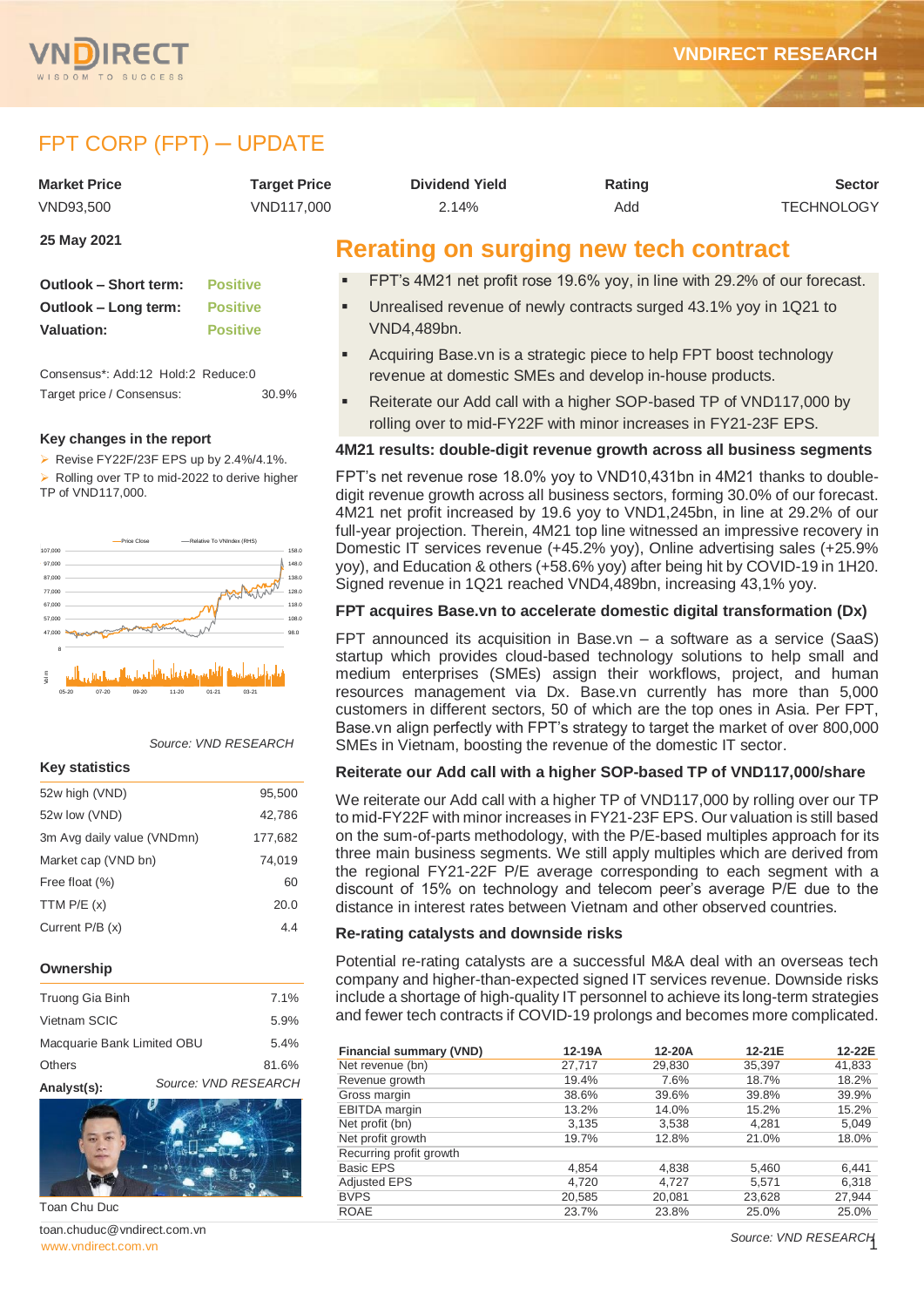# FPT CORP (FPT) ─ UPDATE

| Market Price | Target Price | Dividend Yield | Rating | Sector |
|---|---|---|---|---|
| VND93,500 | VND117,000 | 2.14% | Add | TECHNOLOGY |

**25 May 2021**

**Outlook – Short term:** Positive
**Outlook – Long term:** Positive
**Valuation:** Positive

Consensus*: Add:12 Hold:2 Reduce:0

Target price / Consensus: 30.9%

### Key changes in the report

- Revise FY22F/23F EPS up by 2.4%/4.1%.
- Rolling over TP to mid-2022 to derive higher TP of VND117,000.

*Source: VND RESEARCH*

### Key statistics

| | |
|---|---|
| 52w high (VND) | 95,500 |
| 52w low (VND) | 42,786 |
| 3m Avg daily value (VNDmn) | 177,682 |
| Market cap (VND bn) | 74,019 |
| Free float (%) | 60 |
| TTM P/E (x) | 20.0 |
| Current P/B (x) | 4.4 |

### Ownership

| | |
|---|---|
| Truong Gia Binh | 7.1% |
| Vietnam SCIC | 5.9% |
| Macquarie Bank Limited OBU | 5.4% |
| Others | 81.6% |

*Source: VND RESEARCH*

**Analyst(s):**

Toan Chu Duc

toan.chuduc@vndirect.com.vn

www.vndirect.com.vn

## Rerating on surging new tech contract

- FPT's 4M21 net profit rose 19.6% yoy, in line with 29.2% of our forecast.
- Unrealised revenue of newly contracts surged 43.1% yoy in 1Q21 to VND4,489bn.
- Acquiring Base.vn is a strategic piece to help FPT boost technology revenue at domestic SMEs and develop in-house products.
- Reiterate our Add call with a higher SOP-based TP of VND117,000 by rolling over to mid-FY22F with minor increases in FY21-23F EPS.

### 4M21 results: double-digit revenue growth across all business segments

FPT's net revenue rose 18.0% yoy to VND10,431bn in 4M21 thanks to double-digit revenue growth across all business sectors, forming 30.0% of our forecast. 4M21 net profit increased by 19.6 yoy to VND1,245bn, in line at 29.2% of our full-year projection. Therein, 4M21 top line witnessed an impressive recovery in Domestic IT services revenue (+45.2% yoy), Online advertising sales (+25.9% yoy), and Education & others (+58.6% yoy) after being hit by COVID-19 in 1H20. Signed revenue in 1Q21 reached VND4,489bn, increasing 43,1% yoy.

### FPT acquires Base.vn to accelerate domestic digital transformation (Dx)

FPT announced its acquisition in Base.vn – a software as a service (SaaS) startup which provides cloud-based technology solutions to help small and medium enterprises (SMEs) assign their workflows, project, and human resources management via Dx. Base.vn currently has more than 5,000 customers in different sectors, 50 of which are the top ones in Asia. Per FPT, Base.vn align perfectly with FPT's strategy to target the market of over 800,000 SMEs in Vietnam, boosting the revenue of the domestic IT sector.

### Reiterate our Add call with a higher SOP-based TP of VND117,000/share

We reiterate our Add call with a higher TP of VND117,000 by rolling over our TP to mid-FY22F with minor increases in FY21-23F EPS. Our valuation is still based on the sum-of-parts methodology, with the P/E-based multiples approach for its three main business segments. We still apply multiples which are derived from the regional FY21-22F P/E average corresponding to each segment with a discount of 15% on technology and telecom peer's average P/E due to the distance in interest rates between Vietnam and other observed countries.

### Re-rating catalysts and downside risks

Potential re-rating catalysts are a successful M&A deal with an overseas tech company and higher-than-expected signed IT services revenue. Downside risks include a shortage of high-quality IT personnel to achieve its long-term strategies and fewer tech contracts if COVID-19 prolongs and becomes more complicated.

| Financial summary (VND) | 12-19A | 12-20A | 12-21E | 12-22E |
|---|---|---|---|---|
| Net revenue (bn) | 27,717 | 29,830 | 35,397 | 41,833 |
| Revenue growth | 19.4% | 7.6% | 18.7% | 18.2% |
| Gross margin | 38.6% | 39.6% | 39.8% | 39.9% |
| EBITDA margin | 13.2% | 14.0% | 15.2% | 15.2% |
| Net profit (bn) | 3,135 | 3,538 | 4,281 | 5,049 |
| Net profit growth | 19.7% | 12.8% | 21.0% | 18.0% |
| Recurring profit growth | | | | |
| Basic EPS | 4,854 | 4,838 | 5,460 | 6,441 |
| Adjusted EPS | 4,720 | 4,727 | 5,571 | 6,318 |
| BVPS | 20,585 | 20,081 | 23,628 | 27,944 |
| ROAE | 23.7% | 23.8% | 25.0% | 25.0% |

*Source: VND RESEARCH*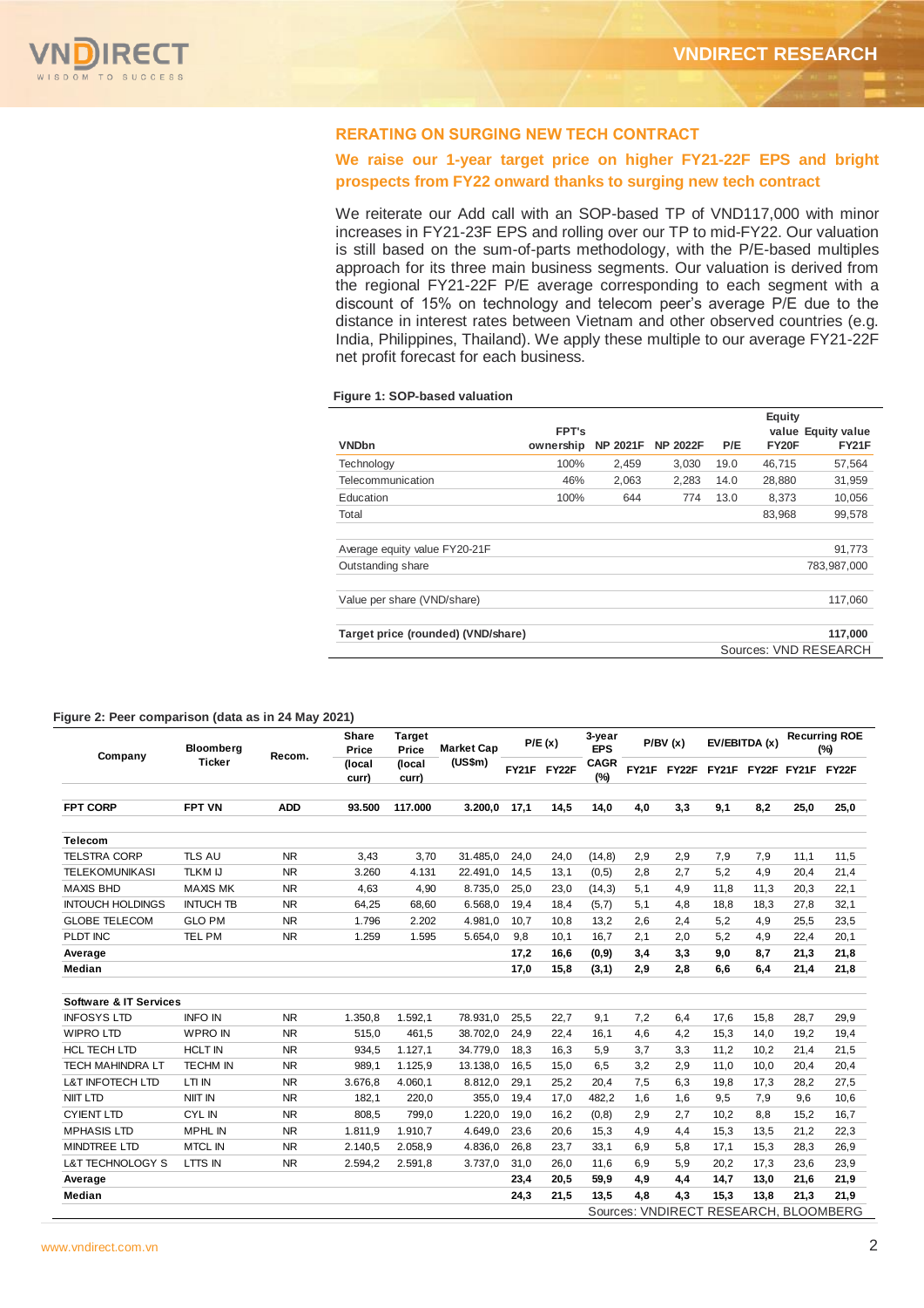## RERATING ON SURGING NEW TECH CONTRACT

### We raise our 1-year target price on higher FY21-22F EPS and bright prospects from FY22 onward thanks to surging new tech contract

We reiterate our Add call with an SOP-based TP of VND117,000 with minor increases in FY21-23F EPS and rolling over our TP to mid-FY22. Our valuation is still based on the sum-of-parts methodology, with the P/E-based multiples approach for its three main business segments. Our valuation is derived from the regional FY21-22F P/E average corresponding to each segment with a discount of 15% on technology and telecom peer's average P/E due to the distance in interest rates between Vietnam and other observed countries (e.g. India, Philippines, Thailand). We apply these multiple to our average FY21-22F net profit forecast for each business.

**Figure 1: SOP-based valuation**

| VNDbn | FPT's ownership | NP 2021F | NP 2022F | P/E | Equity value FY20F | Equity value FY21F |
|---|---|---|---|---|---|---|
| Technology | 100% | 2,459 | 3,030 | 19.0 | 46,715 | 57,564 |
| Telecommunication | 46% | 2,063 | 2,283 | 14.0 | 28,880 | 31,959 |
| Education | 100% | 644 | 774 | 13.0 | 8,373 | 10,056 |
| Total | | | | | 83,968 | 99,578 |
| | | | | | | |
| Average equity value FY20-21F | | | | | | 91,773 |
| Outstanding share | | | | | | 783,987,000 |
| | | | | | | |
| Value per share (VND/share) | | | | | | 117,060 |
| | | | | | | |
| **Target price (rounded) (VND/share)** | | | | | | **117,000** |

Sources: VND RESEARCH

**Figure 2: Peer comparison (data as in 24 May 2021)**

| Company | Bloomberg Ticker | Recom. | Share Price (local curr) | Target Price (local curr) | Market Cap (US$m) | P/E (x) FY21F | P/E (x) FY22F | 3-year EPS CAGR (%) | P/BV (x) FY21F | P/BV (x) FY22F | EV/EBITDA (x) FY21F | EV/EBITDA (x) FY22F | Recurring ROE (%) FY21F | Recurring ROE (%) FY22F |
|---|---|---|---|---|---|---|---|---|---|---|---|---|---|---|
| **FPT CORP** | **FPT VN** | **ADD** | **93.500** | **117.000** | **3.200,0** | **17,1** | **14,5** | **14,0** | **4,0** | **3,3** | **9,1** | **8,2** | **25,0** | **25,0** |
| **Telecom** | | | | | | | | | | | | | | |
| TELSTRA CORP | TLS AU | NR | 3,43 | 3,70 | 31.485,0 | 24,0 | 24,0 | (14,8) | 2,9 | 2,9 | 7,9 | 7,9 | 11,1 | 11,5 |
| TELEKOMUNIKASI | TLKM IJ | NR | 3.260 | 4.131 | 22.491,0 | 14,5 | 13,1 | (0,5) | 2,8 | 2,7 | 5,2 | 4,9 | 20,4 | 21,4 |
| MAXIS BHD | MAXIS MK | NR | 4,63 | 4,90 | 8.735,0 | 25,0 | 23,0 | (14,3) | 5,1 | 4,9 | 11,8 | 11,3 | 20,3 | 22,1 |
| INTOUCH HOLDINGS | INTUCH TB | NR | 64,25 | 68,60 | 6.568,0 | 19,4 | 18,4 | (5,7) | 5,1 | 4,8 | 18,8 | 18,3 | 27,8 | 32,1 |
| GLOBE TELECOM | GLO PM | NR | 1.796 | 2.202 | 4.981,0 | 10,7 | 10,8 | 13,2 | 2,6 | 2,4 | 5,2 | 4,9 | 25,5 | 23,5 |
| PLDT INC | TEL PM | NR | 1.259 | 1.595 | 5.654,0 | 9,8 | 10,1 | 16,7 | 2,1 | 2,0 | 5,2 | 4,9 | 22,4 | 20,1 |
| **Average** | | | | | | **17,2** | **16,6** | **(0,9)** | **3,4** | **3,3** | **9,0** | **8,7** | **21,3** | **21,8** |
| **Median** | | | | | | **17,0** | **15,8** | **(3,1)** | **2,9** | **2,8** | **6,6** | **6,4** | **21,4** | **21,8** |
| **Software & IT Services** | | | | | | | | | | | | | | |
| INFOSYS LTD | INFO IN | NR | 1.350,8 | 1.592,1 | 78.931,0 | 25,5 | 22,7 | 9,1 | 7,2 | 6,4 | 17,6 | 15,8 | 28,7 | 29,9 |
| WIPRO LTD | WPRO IN | NR | 515,0 | 461,5 | 38.702,0 | 24,9 | 22,4 | 16,1 | 4,6 | 4,2 | 15,3 | 14,0 | 19,2 | 19,4 |
| HCL TECH LTD | HCLT IN | NR | 934,5 | 1.127,1 | 34.779,0 | 18,3 | 16,3 | 5,9 | 3,7 | 3,3 | 11,2 | 10,2 | 21,4 | 21,5 |
| TECH MAHINDRA LT | TECHM IN | NR | 989,1 | 1.125,9 | 13.138,0 | 16,5 | 15,0 | 6,5 | 3,2 | 2,9 | 11,0 | 10,0 | 20,4 | 20,4 |
| L&T INFOTECH LTD | LTI IN | NR | 3.676,8 | 4.060,1 | 8.812,0 | 29,1 | 25,2 | 20,4 | 7,5 | 6,3 | 19,8 | 17,3 | 28,2 | 27,5 |
| NIIT LTD | NIIT IN | NR | 182,1 | 220,0 | 355,0 | 19,4 | 17,0 | 482,2 | 1,6 | 1,6 | 9,5 | 7,9 | 9,6 | 10,6 |
| CYIENT LTD | CYL IN | NR | 808,5 | 799,0 | 1.220,0 | 19,0 | 16,2 | (0,8) | 2,9 | 2,7 | 10,2 | 8,8 | 15,2 | 16,7 |
| MPHASIS LTD | MPHL IN | NR | 1.811,9 | 1.910,7 | 4.649,0 | 23,6 | 20,6 | 15,3 | 4,9 | 4,4 | 15,3 | 13,5 | 21,2 | 22,3 |
| MINDTREE LTD | MTCL IN | NR | 2.140,5 | 2.058,9 | 4.836,0 | 26,8 | 23,7 | 33,1 | 6,9 | 5,8 | 17,1 | 15,3 | 28,3 | 26,9 |
| L&T TECHNOLOGY S | LTTS IN | NR | 2.594,2 | 2.591,8 | 3.737,0 | 31,0 | 26,0 | 11,6 | 6,9 | 5,9 | 20,2 | 17,3 | 23,6 | 23,9 |
| **Average** | | | | | | **23,4** | **20,5** | **59,9** | **4,9** | **4,4** | **14,7** | **13,0** | **21,6** | **21,9** |
| **Median** | | | | | | **24,3** | **21,5** | **13,5** | **4,8** | **4,3** | **15,3** | **13,8** | **21,3** | **21,9** |

Sources: VNDIRECT RESEARCH, BLOOMBERG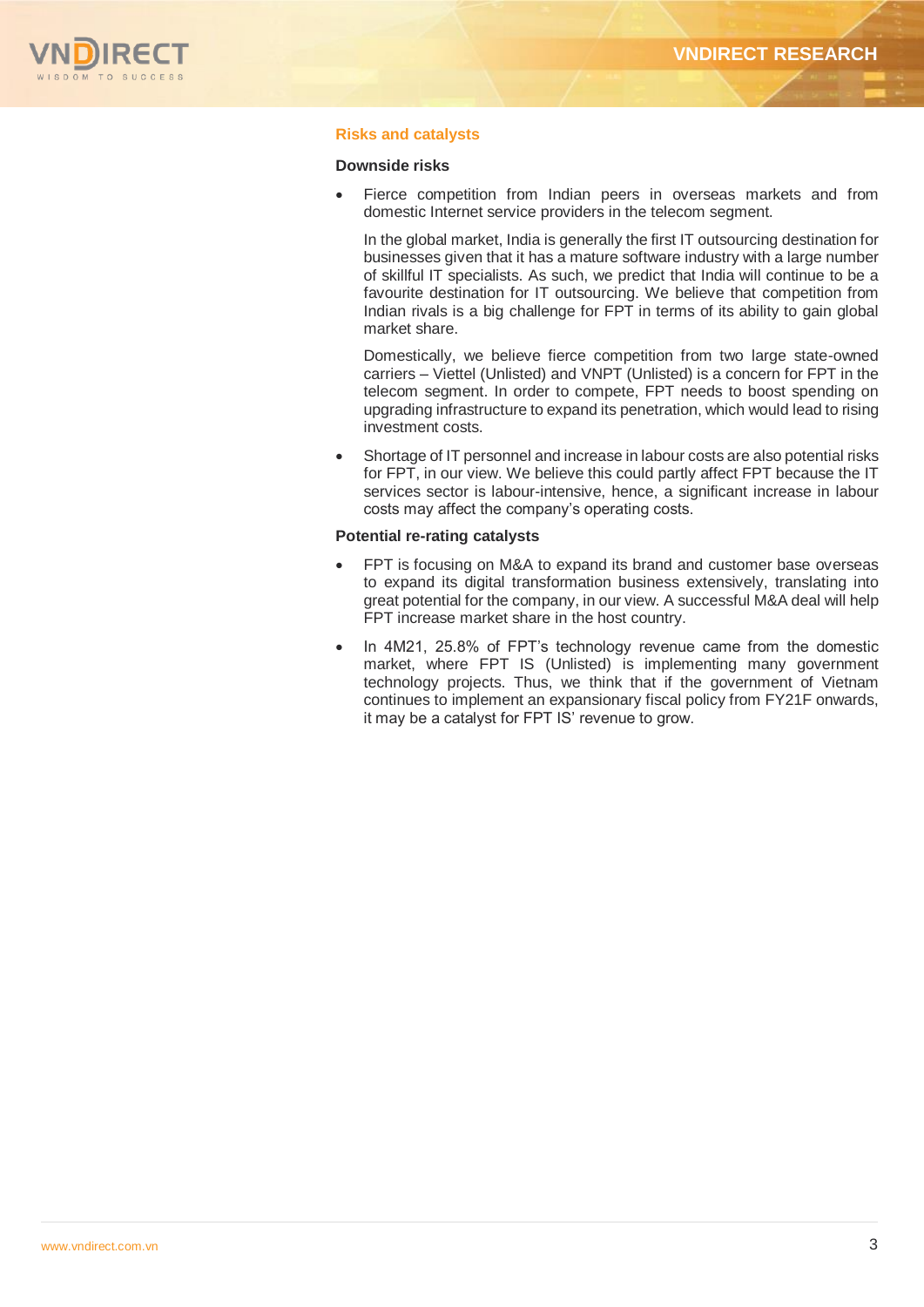## Risks and catalysts

### Downside risks

- Fierce competition from Indian peers in overseas markets and from domestic Internet service providers in the telecom segment.

  In the global market, India is generally the first IT outsourcing destination for businesses given that it has a mature software industry with a large number of skillful IT specialists. As such, we predict that India will continue to be a favourite destination for IT outsourcing. We believe that competition from Indian rivals is a big challenge for FPT in terms of its ability to gain global market share.

  Domestically, we believe fierce competition from two large state-owned carriers – Viettel (Unlisted) and VNPT (Unlisted) is a concern for FPT in the telecom segment. In order to compete, FPT needs to boost spending on upgrading infrastructure to expand its penetration, which would lead to rising investment costs.

- Shortage of IT personnel and increase in labour costs are also potential risks for FPT, in our view. We believe this could partly affect FPT because the IT services sector is labour-intensive, hence, a significant increase in labour costs may affect the company's operating costs.

### Potential re-rating catalysts

- FPT is focusing on M&A to expand its brand and customer base overseas to expand its digital transformation business extensively, translating into great potential for the company, in our view. A successful M&A deal will help FPT increase market share in the host country.

- In 4M21, 25.8% of FPT's technology revenue came from the domestic market, where FPT IS (Unlisted) is implementing many government technology projects. Thus, we think that if the government of Vietnam continues to implement an expansionary fiscal policy from FY21F onwards, it may be a catalyst for FPT IS' revenue to grow.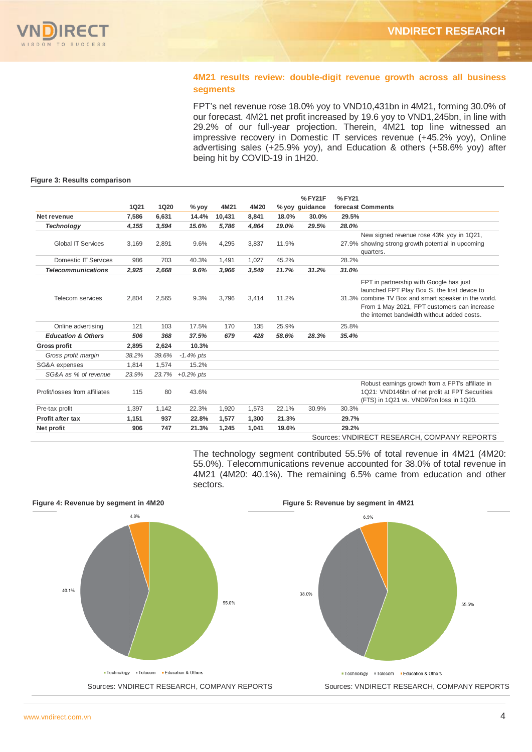## 4M21 results review: double-digit revenue growth across all business segments

FPT's net revenue rose 18.0% yoy to VND10,431bn in 4M21, forming 30.0% of our forecast. 4M21 net profit increased by 19.6 yoy to VND1,245bn, in line with 29.2% of our full-year projection. Therein, 4M21 top line witnessed an impressive recovery in Domestic IT services revenue (+45.2% yoy), Online advertising sales (+25.9% yoy), and Education & others (+58.6% yoy) after being hit by COVID-19 in 1H20.

**Figure 3: Results comparison**

| | 1Q21 | 1Q20 | % yoy | 4M21 | 4M20 | % yoy | % FY21F guidance | % FY21 forecast | Comments |
|---|---|---|---|---|---|---|---|---|---|
| **Net revenue** | **7,586** | **6,631** | **14.4%** | **10,431** | **8,841** | **18.0%** | **30.0%** | **29.5%** | |
| ***Technology*** | ***4,155*** | ***3,594*** | ***15.6%*** | ***5,786*** | ***4,864*** | ***19.0%*** | ***29.5%*** | ***28.0%*** | |
| Global IT Services | 3,169 | 2,891 | 9.6% | 4,295 | 3,837 | 11.9% | | 27.9% | New signed revenue rose 43% yoy in 1Q21, showing strong growth potential in upcoming quarters. |
| Domestic IT Services | 986 | 703 | 40.3% | 1,491 | 1,027 | 45.2% | | 28.2% | |
| ***Telecommunications*** | ***2,925*** | ***2,668*** | ***9.6%*** | ***3,966*** | ***3,549*** | ***11.7%*** | ***31.2%*** | ***31.0%*** | |
| Telecom services | 2,804 | 2,565 | 9.3% | 3,796 | 3,414 | 11.2% | | 31.3% | FPT in partnership with Google has just launched FPT Play Box S, the first device to combine TV Box and smart speaker in the world. From 1 May 2021, FPT customers can increase the internet bandwidth without added costs. |
| Online advertising | 121 | 103 | 17.5% | 170 | 135 | 25.9% | | 25.8% | |
| ***Education & Others*** | ***506*** | ***368*** | ***37.5%*** | ***679*** | ***428*** | ***58.6%*** | ***28.3%*** | ***35.4%*** | |
| **Gross profit** | **2,895** | **2,624** | **10.3%** | | | | | | |
| *Gross profit margin* | *38.2%* | *39.6%* | *-1.4% pts* | | | | | | |
| SG&A expenses | 1,814 | 1,574 | 15.2% | | | | | | |
| *SG&A as % of revenue* | *23.9%* | *23.7%* | *+0.2% pts* | | | | | | |
| Profit/losses from affiliates | 115 | 80 | 43.6% | | | | | | Robust earnings growth from a FPT's affiliate in 1Q21: VND146bn of net profit at FPT Securities (FTS) in 1Q21 vs. VND97bn loss in 1Q20. |
| Pre-tax profit | 1,397 | 1,142 | 22.3% | 1,920 | 1,573 | 22.1% | 30.9% | 30.3% | |
| **Profit after tax** | **1,151** | **937** | **22.8%** | **1,577** | **1,300** | **21.3%** | | **29.7%** | |
| **Net profit** | **906** | **747** | **21.3%** | **1,245** | **1,041** | **19.6%** | | **29.2%** | |

Sources: VNDIRECT RESEARCH, COMPANY REPORTS

The technology segment contributed 55.5% of total revenue in 4M21 (4M20: 55.0%). Telecommunications revenue accounted for 38.0% of total revenue in 4M21 (4M20: 40.1%). The remaining 6.5% came from education and other sectors.

**Figure 4: Revenue by segment in 4M20**

Technology 55.0%, Telecom 40.1%, Education & Others 4.8%

Sources: VNDIRECT RESEARCH, COMPANY REPORTS

**Figure 5: Revenue by segment in 4M21**

Technology 55.5%, Telecom 38.0%, Education & Others 6.5%

Sources: VNDIRECT RESEARCH, COMPANY REPORTS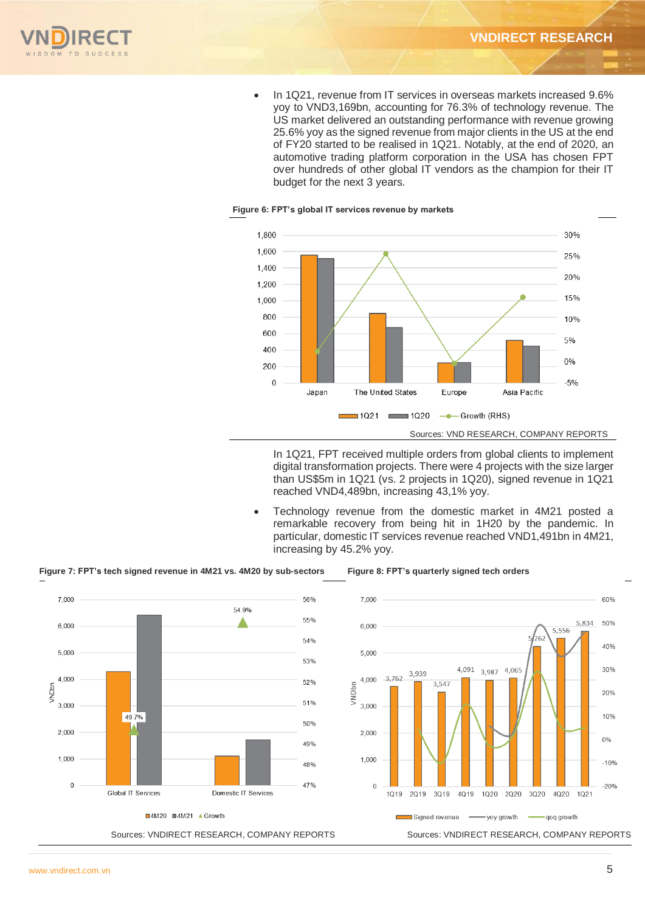- In 1Q21, revenue from IT services in overseas markets increased 9.6% yoy to VND3,169bn, accounting for 76.3% of technology revenue. The US market delivered an outstanding performance with revenue growing 25.6% yoy as the signed revenue from major clients in the US at the end of FY20 started to be realised in 1Q21. Notably, at the end of 2020, an automotive trading platform corporation in the USA has chosen FPT over hundreds of other global IT vendors as the champion for their IT budget for the next 3 years.

**Figure 6: FPT's global IT services revenue by markets**

Sources: VND RESEARCH, COMPANY REPORTS

In 1Q21, FPT received multiple orders from global clients to implement digital transformation projects. There were 4 projects with the size larger than US$5m in 1Q21 (vs. 2 projects in 1Q20), signed revenue in 1Q21 reached VND4,489bn, increasing 43,1% yoy.

- Technology revenue from the domestic market in 4M21 posted a remarkable recovery from being hit in 1H20 by the pandemic. In particular, domestic IT services revenue reached VND1,491bn in 4M21, increasing by 45.2% yoy.

**Figure 7: FPT's tech signed revenue in 4M21 vs. 4M20 by sub-sectors**

Sources: VNDIRECT RESEARCH, COMPANY REPORTS

**Figure 8: FPT's quarterly signed tech orders**

Sources: VNDIRECT RESEARCH, COMPANY REPORTS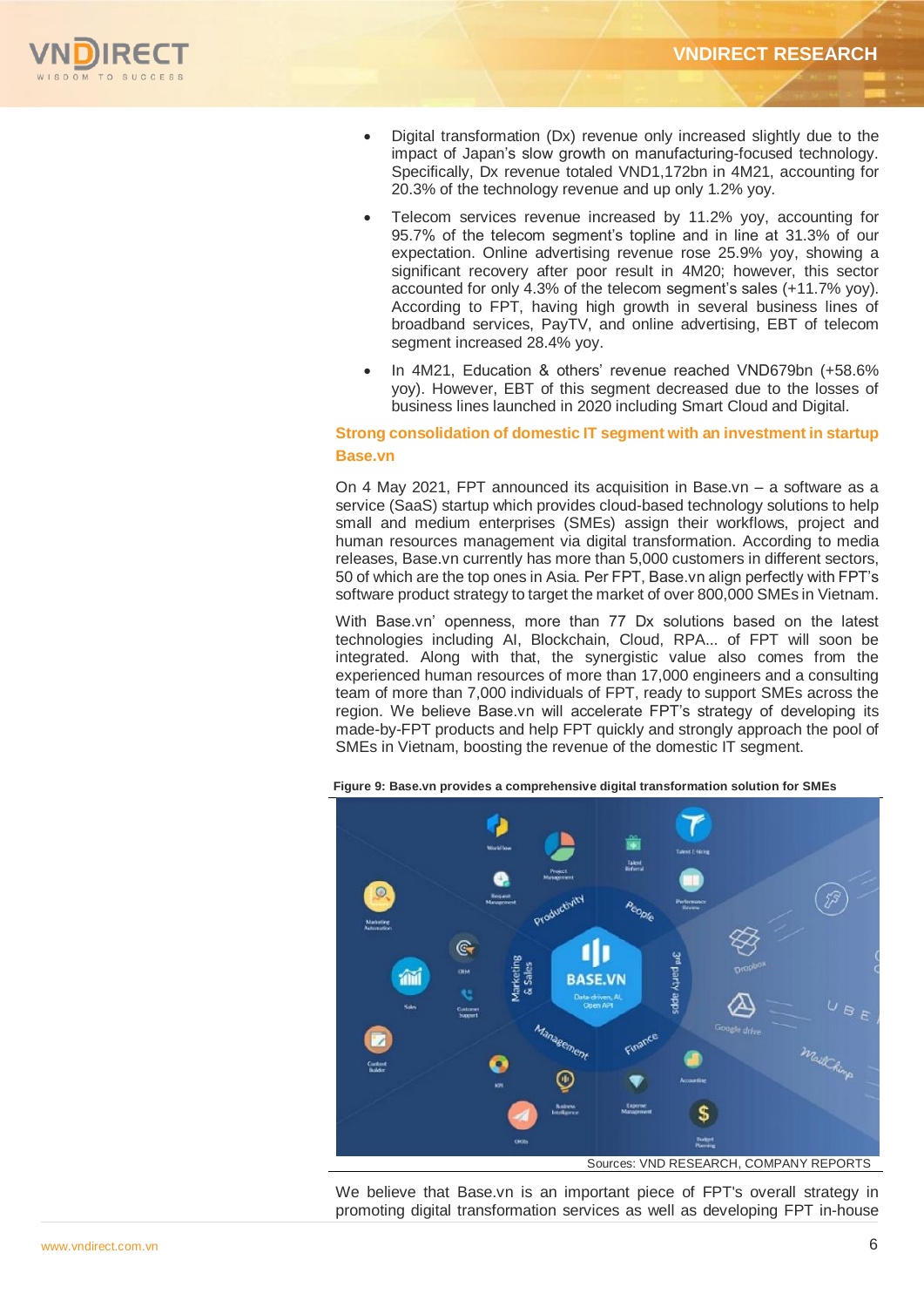- Digital transformation (Dx) revenue only increased slightly due to the impact of Japan's slow growth on manufacturing-focused technology. Specifically, Dx revenue totaled VND1,172bn in 4M21, accounting for 20.3% of the technology revenue and up only 1.2% yoy.
- Telecom services revenue increased by 11.2% yoy, accounting for 95.7% of the telecom segment's topline and in line at 31.3% of our expectation. Online advertising revenue rose 25.9% yoy, showing a significant recovery after poor result in 4M20; however, this sector accounted for only 4.3% of the telecom segment's sales (+11.7% yoy). According to FPT, having high growth in several business lines of broadband services, PayTV, and online advertising, EBT of telecom segment increased 28.4% yoy.
- In 4M21, Education & others' revenue reached VND679bn (+58.6% yoy). However, EBT of this segment decreased due to the losses of business lines launched in 2020 including Smart Cloud and Digital.

### Strong consolidation of domestic IT segment with an investment in startup Base.vn

On 4 May 2021, FPT announced its acquisition in Base.vn – a software as a service (SaaS) startup which provides cloud-based technology solutions to help small and medium enterprises (SMEs) assign their workflows, project and human resources management via digital transformation. According to media releases, Base.vn currently has more than 5,000 customers in different sectors, 50 of which are the top ones in Asia. Per FPT, Base.vn align perfectly with FPT's software product strategy to target the market of over 800,000 SMEs in Vietnam.

With Base.vn' openness, more than 77 Dx solutions based on the latest technologies including AI, Blockchain, Cloud, RPA... of FPT will soon be integrated. Along with that, the synergistic value also comes from the experienced human resources of more than 17,000 engineers and a consulting team of more than 7,000 individuals of FPT, ready to support SMEs across the region. We believe Base.vn will accelerate FPT's strategy of developing its made-by-FPT products and help FPT quickly and strongly approach the pool of SMEs in Vietnam, boosting the revenue of the domestic IT segment.

**Figure 9: Base.vn provides a comprehensive digital transformation solution for SMEs**

Sources: VND RESEARCH, COMPANY REPORTS

We believe that Base.vn is an important piece of FPT's overall strategy in promoting digital transformation services as well as developing FPT in-house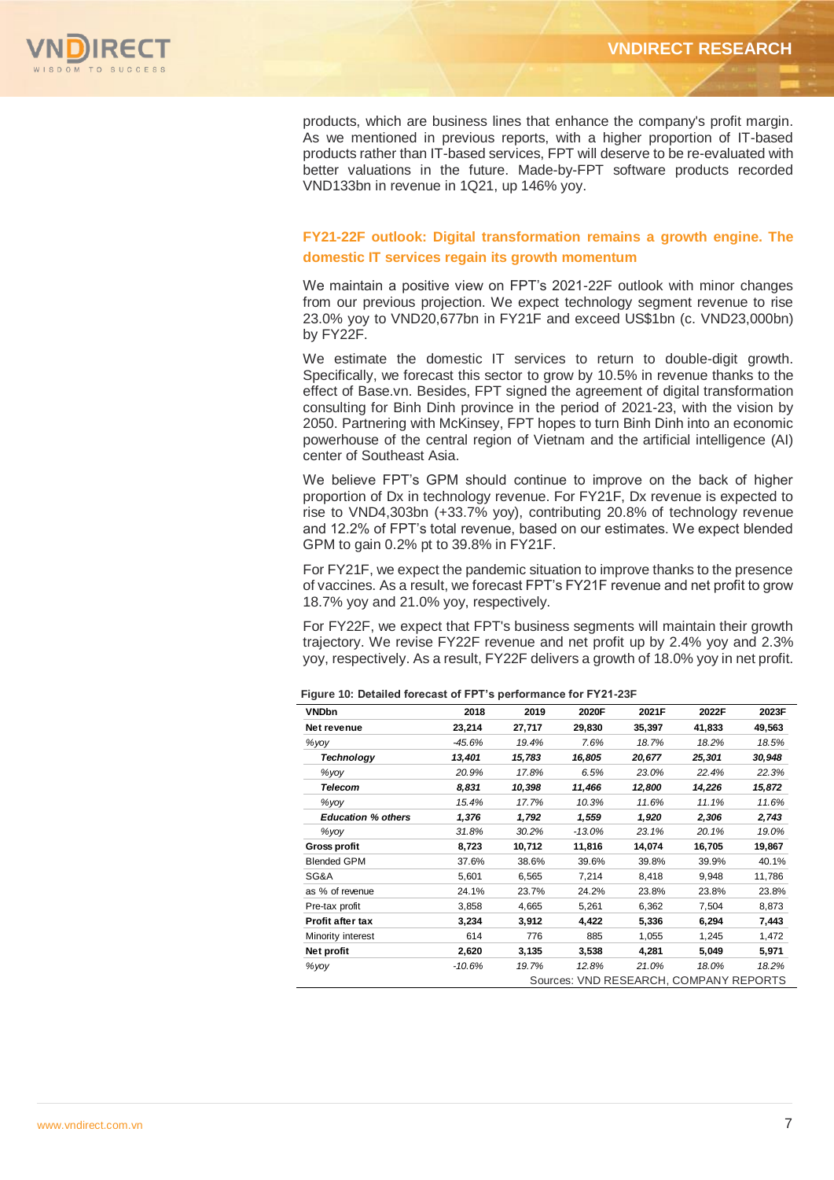products, which are business lines that enhance the company's profit margin. As we mentioned in previous reports, with a higher proportion of IT-based products rather than IT-based services, FPT will deserve to be re-evaluated with better valuations in the future. Made-by-FPT software products recorded VND133bn in revenue in 1Q21, up 146% yoy.

## FY21-22F outlook: Digital transformation remains a growth engine. The domestic IT services regain its growth momentum

We maintain a positive view on FPT's 2021-22F outlook with minor changes from our previous projection. We expect technology segment revenue to rise 23.0% yoy to VND20,677bn in FY21F and exceed US$1bn (c. VND23,000bn) by FY22F.

We estimate the domestic IT services to return to double-digit growth. Specifically, we forecast this sector to grow by 10.5% in revenue thanks to the effect of Base.vn. Besides, FPT signed the agreement of digital transformation consulting for Binh Dinh province in the period of 2021-23, with the vision by 2050. Partnering with McKinsey, FPT hopes to turn Binh Dinh into an economic powerhouse of the central region of Vietnam and the artificial intelligence (AI) center of Southeast Asia.

We believe FPT's GPM should continue to improve on the back of higher proportion of Dx in technology revenue. For FY21F, Dx revenue is expected to rise to VND4,303bn (+33.7% yoy), contributing 20.8% of technology revenue and 12.2% of FPT's total revenue, based on our estimates. We expect blended GPM to gain 0.2% pt to 39.8% in FY21F.

For FY21F, we expect the pandemic situation to improve thanks to the presence of vaccines. As a result, we forecast FPT's FY21F revenue and net profit to grow 18.7% yoy and 21.0% yoy, respectively.

For FY22F, we expect that FPT's business segments will maintain their growth trajectory. We revise FY22F revenue and net profit up by 2.4% yoy and 2.3% yoy, respectively. As a result, FY22F delivers a growth of 18.0% yoy in net profit.

**Figure 10: Detailed forecast of FPT's performance for FY21-23F**

| VNDbn | 2018 | 2019 | 2020F | 2021F | 2022F | 2023F |
|---|---|---|---|---|---|---|
| **Net revenue** | **23,214** | **27,717** | **29,830** | **35,397** | **41,833** | **49,563** |
| *%yoy* | *-45.6%* | *19.4%* | *7.6%* | *18.7%* | *18.2%* | *18.5%* |
| ***Technology*** | ***13,401*** | ***15,783*** | ***16,805*** | ***20,677*** | ***25,301*** | ***30,948*** |
| *%yoy* | *20.9%* | *17.8%* | *6.5%* | *23.0%* | *22.4%* | *22.3%* |
| ***Telecom*** | ***8,831*** | ***10,398*** | ***11,466*** | ***12,800*** | ***14,226*** | ***15,872*** |
| *%yoy* | *15.4%* | *17.7%* | *10.3%* | *11.6%* | *11.1%* | *11.6%* |
| ***Education % others*** | ***1,376*** | ***1,792*** | ***1,559*** | ***1,920*** | ***2,306*** | ***2,743*** |
| *%yoy* | *31.8%* | *30.2%* | *-13.0%* | *23.1%* | *20.1%* | *19.0%* |
| **Gross profit** | **8,723** | **10,712** | **11,816** | **14,074** | **16,705** | **19,867** |
| Blended GPM | 37.6% | 38.6% | 39.6% | 39.8% | 39.9% | 40.1% |
| SG&A | 5,601 | 6,565 | 7,214 | 8,418 | 9,948 | 11,786 |
| as % of revenue | 24.1% | 23.7% | 24.2% | 23.8% | 23.8% | 23.8% |
| Pre-tax profit | 3,858 | 4,665 | 5,261 | 6,362 | 7,504 | 8,873 |
| **Profit after tax** | **3,234** | **3,912** | **4,422** | **5,336** | **6,294** | **7,443** |
| Minority interest | 614 | 776 | 885 | 1,055 | 1,245 | 1,472 |
| **Net profit** | **2,620** | **3,135** | **3,538** | **4,281** | **5,049** | **5,971** |
| *%yoy* | *-10.6%* | *19.7%* | *12.8%* | *21.0%* | *18.0%* | *18.2%* |

Sources: VND RESEARCH, COMPANY REPORTS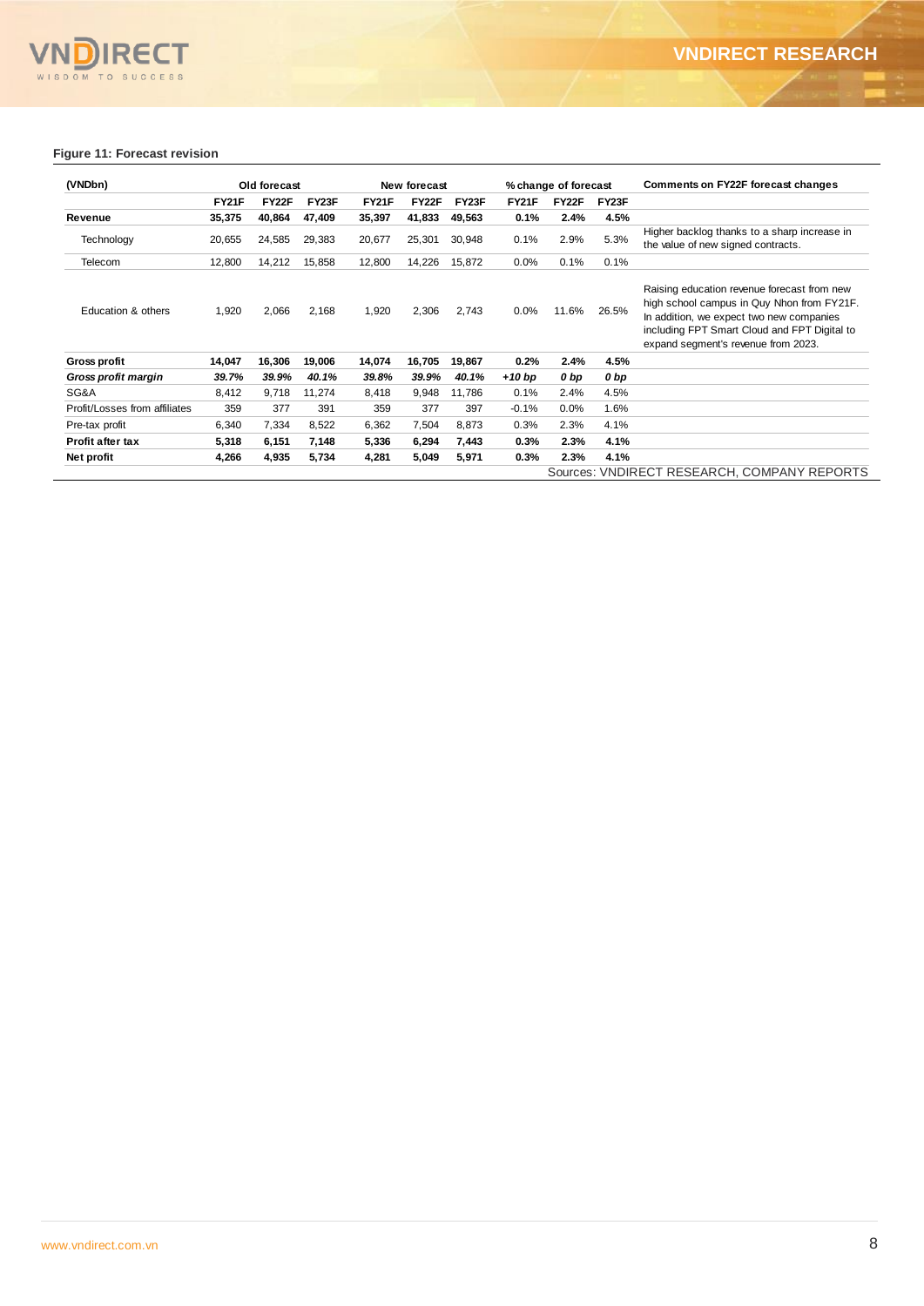**Figure 11: Forecast revision**

| (VNDbn) | Old forecast | | | New forecast | | | % change of forecast | | | Comments on FY22F forecast changes |
|---|---|---|---|---|---|---|---|---|---|---|
| | FY21F | FY22F | FY23F | FY21F | FY22F | FY23F | FY21F | FY22F | FY23F | |
| **Revenue** | **35,375** | **40,864** | **47,409** | **35,397** | **41,833** | **49,563** | **0.1%** | **2.4%** | **4.5%** | |
| Technology | 20,655 | 24,585 | 29,383 | 20,677 | 25,301 | 30,948 | 0.1% | 2.9% | 5.3% | Higher backlog thanks to a sharp increase in the value of new signed contracts. |
| Telecom | 12,800 | 14,212 | 15,858 | 12,800 | 14,226 | 15,872 | 0.0% | 0.1% | 0.1% | |
| Education & others | 1,920 | 2,066 | 2,168 | 1,920 | 2,306 | 2,743 | 0.0% | 11.6% | 26.5% | Raising education revenue forecast from new high school campus in Quy Nhon from FY21F. In addition, we expect two new companies including FPT Smart Cloud and FPT Digital to expand segment's revenue from 2023. |
| **Gross profit** | **14,047** | **16,306** | **19,006** | **14,074** | **16,705** | **19,867** | **0.2%** | **2.4%** | **4.5%** | |
| ***Gross profit margin*** | ***39.7%*** | ***39.9%*** | ***40.1%*** | ***39.8%*** | ***39.9%*** | ***40.1%*** | ***+10 bp*** | ***0 bp*** | ***0 bp*** | |
| SG&A | 8,412 | 9,718 | 11,274 | 8,418 | 9,948 | 11,786 | 0.1% | 2.4% | 4.5% | |
| Profit/Losses from affiliates | 359 | 377 | 391 | 359 | 377 | 397 | -0.1% | 0.0% | 1.6% | |
| Pre-tax profit | 6,340 | 7,334 | 8,522 | 6,362 | 7,504 | 8,873 | 0.3% | 2.3% | 4.1% | |
| **Profit after tax** | **5,318** | **6,151** | **7,148** | **5,336** | **6,294** | **7,443** | **0.3%** | **2.3%** | **4.1%** | |
| **Net profit** | **4,266** | **4,935** | **5,734** | **4,281** | **5,049** | **5,971** | **0.3%** | **2.3%** | **4.1%** | |

Sources: VNDIRECT RESEARCH, COMPANY REPORTS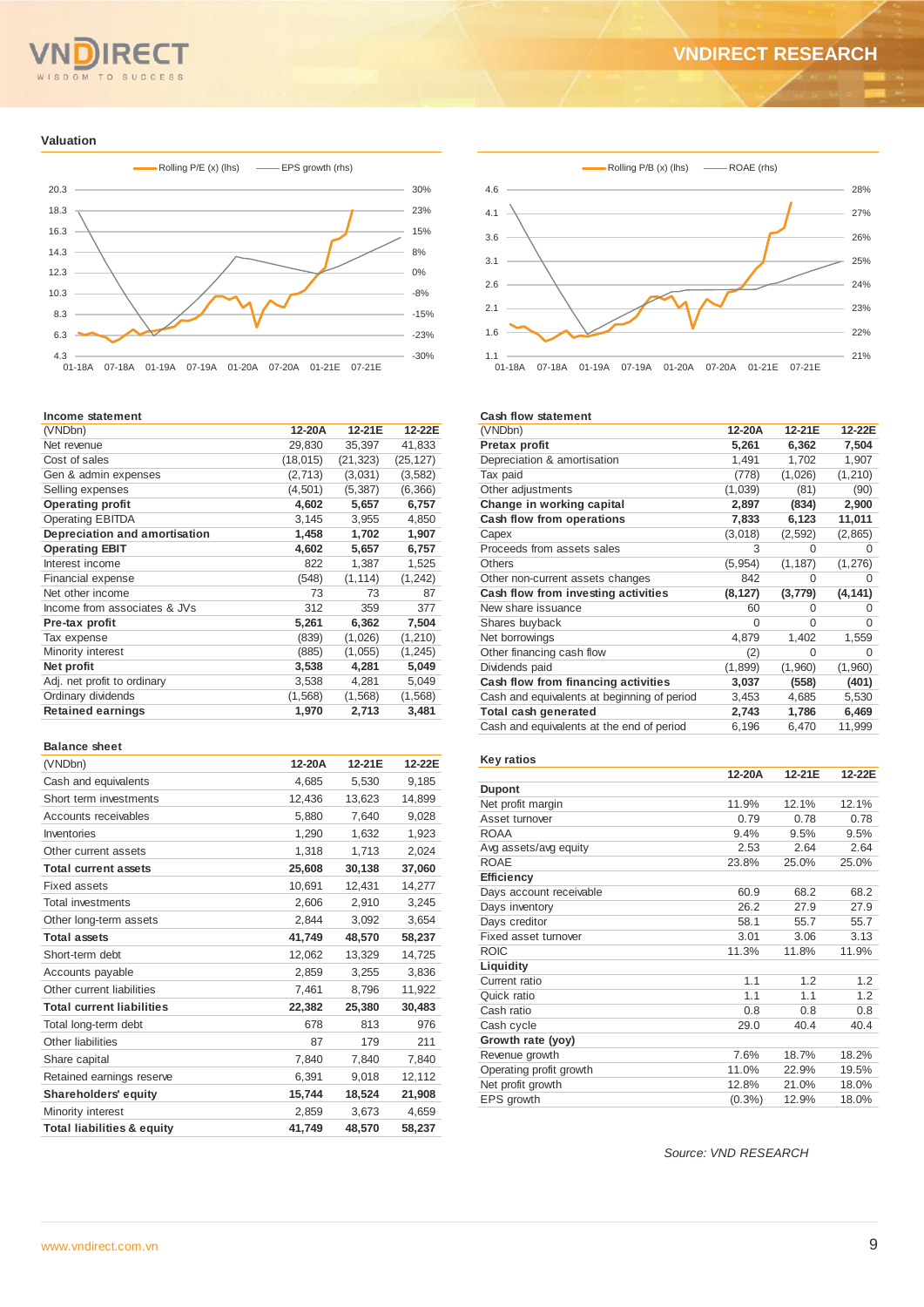## Valuation

Rolling P/E (x) (lhs) — EPS growth (rhs)

Rolling P/B (x) (lhs) — ROAE (rhs)

### Income statement

| (VNDbn) | 12-20A | 12-21E | 12-22E |
|---|---|---|---|
| Net revenue | 29,830 | 35,397 | 41,833 |
| Cost of sales | (18,015) | (21,323) | (25,127) |
| Gen & admin expenses | (2,713) | (3,031) | (3,582) |
| Selling expenses | (4,501) | (5,387) | (6,366) |
| **Operating profit** | **4,602** | **5,657** | **6,757** |
| Operating EBITDA | 3,145 | 3,955 | 4,850 |
| **Depreciation and amortisation** | **1,458** | **1,702** | **1,907** |
| **Operating EBIT** | **4,602** | **5,657** | **6,757** |
| Interest income | 822 | 1,387 | 1,525 |
| Financial expense | (548) | (1,114) | (1,242) |
| Net other income | 73 | 73 | 87 |
| Income from associates & JVs | 312 | 359 | 377 |
| **Pre-tax profit** | **5,261** | **6,362** | **7,504** |
| Tax expense | (839) | (1,026) | (1,210) |
| Minority interest | (885) | (1,055) | (1,245) |
| **Net profit** | **3,538** | **4,281** | **5,049** |
| Adj. net profit to ordinary | 3,538 | 4,281 | 5,049 |
| Ordinary dividends | (1,568) | (1,568) | (1,568) |
| **Retained earnings** | **1,970** | **2,713** | **3,481** |

### Balance sheet

| (VNDbn) | 12-20A | 12-21E | 12-22E |
|---|---|---|---|
| Cash and equivalents | 4,685 | 5,530 | 9,185 |
| Short term investments | 12,436 | 13,623 | 14,899 |
| Accounts receivables | 5,880 | 7,640 | 9,028 |
| Inventories | 1,290 | 1,632 | 1,923 |
| Other current assets | 1,318 | 1,713 | 2,024 |
| **Total current assets** | **25,608** | **30,138** | **37,060** |
| Fixed assets | 10,691 | 12,431 | 14,277 |
| Total investments | 2,606 | 2,910 | 3,245 |
| Other long-term assets | 2,844 | 3,092 | 3,654 |
| **Total assets** | **41,749** | **48,570** | **58,237** |
| Short-term debt | 12,062 | 13,329 | 14,725 |
| Accounts payable | 2,859 | 3,255 | 3,836 |
| Other current liabilities | 7,461 | 8,796 | 11,922 |
| **Total current liabilities** | **22,382** | **25,380** | **30,483** |
| Total long-term debt | 678 | 813 | 976 |
| Other liabilities | 87 | 179 | 211 |
| Share capital | 7,840 | 7,840 | 7,840 |
| Retained earnings reserve | 6,391 | 9,018 | 12,112 |
| **Shareholders' equity** | **15,744** | **18,524** | **21,908** |
| Minority interest | 2,859 | 3,673 | 4,659 |
| **Total liabilities & equity** | **41,749** | **48,570** | **58,237** |

### Cash flow statement

| (VNDbn) | 12-20A | 12-21E | 12-22E |
|---|---|---|---|
| **Pretax profit** | **5,261** | **6,362** | **7,504** |
| Depreciation & amortisation | 1,491 | 1,702 | 1,907 |
| Tax paid | (778) | (1,026) | (1,210) |
| Other adjustments | (1,039) | (81) | (90) |
| **Change in working capital** | **2,897** | **(834)** | **2,900** |
| **Cash flow from operations** | **7,833** | **6,123** | **11,011** |
| Capex | (3,018) | (2,592) | (2,865) |
| Proceeds from assets sales | 3 | 0 | 0 |
| Others | (5,954) | (1,187) | (1,276) |
| Other non-current assets changes | 842 | 0 | 0 |
| **Cash flow from investing activities** | **(8,127)** | **(3,779)** | **(4,141)** |
| New share issuance | 60 | 0 | 0 |
| Shares buyback | 0 | 0 | 0 |
| Net borrowings | 4,879 | 1,402 | 1,559 |
| Other financing cash flow | (2) | 0 | 0 |
| Dividends paid | (1,899) | (1,960) | (1,960) |
| **Cash flow from financing activities** | **3,037** | **(558)** | **(401)** |
| Cash and equivalents at beginning of period | 3,453 | 4,685 | 5,530 |
| **Total cash generated** | **2,743** | **1,786** | **6,469** |
| Cash and equivalents at the end of period | 6,196 | 6,470 | 11,999 |

### Key ratios

| | 12-20A | 12-21E | 12-22E |
|---|---|---|---|
| **Dupont** | | | |
| Net profit margin | 11.9% | 12.1% | 12.1% |
| Asset turnover | 0.79 | 0.78 | 0.78 |
| ROAA | 9.4% | 9.5% | 9.5% |
| Avg assets/avg equity | 2.53 | 2.64 | 2.64 |
| ROAE | 23.8% | 25.0% | 25.0% |
| **Efficiency** | | | |
| Days account receivable | 60.9 | 68.2 | 68.2 |
| Days inventory | 26.2 | 27.9 | 27.9 |
| Days creditor | 58.1 | 55.7 | 55.7 |
| Fixed asset turnover | 3.01 | 3.06 | 3.13 |
| ROIC | 11.3% | 11.8% | 11.9% |
| **Liquidity** | | | |
| Current ratio | 1.1 | 1.2 | 1.2 |
| Quick ratio | 1.1 | 1.1 | 1.2 |
| Cash ratio | 0.8 | 0.8 | 0.8 |
| Cash cycle | 29.0 | 40.4 | 40.4 |
| **Growth rate (yoy)** | | | |
| Revenue growth | 7.6% | 18.7% | 18.2% |
| Operating profit growth | 11.0% | 22.9% | 19.5% |
| Net profit growth | 12.8% | 21.0% | 18.0% |
| EPS growth | (0.3%) | 12.9% | 18.0% |

*Source: VND RESEARCH*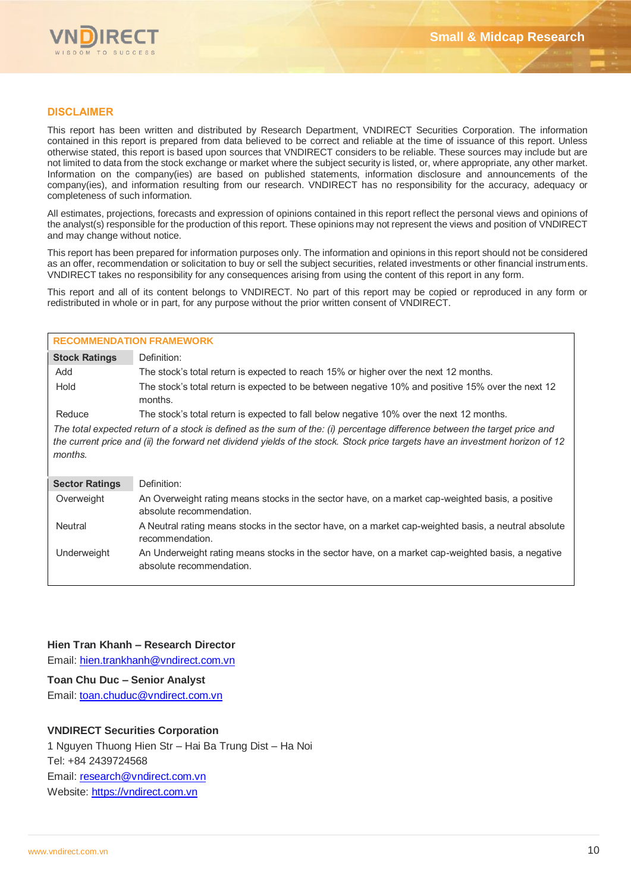## DISCLAIMER

This report has been written and distributed by Research Department, VNDIRECT Securities Corporation. The information contained in this report is prepared from data believed to be correct and reliable at the time of issuance of this report. Unless otherwise stated, this report is based upon sources that VNDIRECT considers to be reliable. These sources may include but are not limited to data from the stock exchange or market where the subject security is listed, or, where appropriate, any other market. Information on the company(ies) are based on published statements, information disclosure and announcements of the company(ies), and information resulting from our research. VNDIRECT has no responsibility for the accuracy, adequacy or completeness of such information.

All estimates, projections, forecasts and expression of opinions contained in this report reflect the personal views and opinions of the analyst(s) responsible for the production of this report. These opinions may not represent the views and position of VNDIRECT and may change without notice.

This report has been prepared for information purposes only. The information and opinions in this report should not be considered as an offer, recommendation or solicitation to buy or sell the subject securities, related investments or other financial instruments. VNDIRECT takes no responsibility for any consequences arising from using the content of this report in any form.

This report and all of its content belongs to VNDIRECT. No part of this report may be copied or reproduced in any form or redistributed in whole or in part, for any purpose without the prior written consent of VNDIRECT.

### RECOMMENDATION FRAMEWORK

| **Stock Ratings** | Definition: |
|---|---|
| Add | The stock's total return is expected to reach 15% or higher over the next 12 months. |
| Hold | The stock's total return is expected to be between negative 10% and positive 15% over the next 12 months. |
| Reduce | The stock's total return is expected to fall below negative 10% over the next 12 months. |

*The total expected return of a stock is defined as the sum of the: (i) percentage difference between the target price and the current price and (ii) the forward net dividend yields of the stock. Stock price targets have an investment horizon of 12 months.*

| **Sector Ratings** | Definition: |
|---|---|
| Overweight | An Overweight rating means stocks in the sector have, on a market cap-weighted basis, a positive absolute recommendation. |
| Neutral | A Neutral rating means stocks in the sector have, on a market cap-weighted basis, a neutral absolute recommendation. |
| Underweight | An Underweight rating means stocks in the sector have, on a market cap-weighted basis, a negative absolute recommendation. |

**Hien Tran Khanh – Research Director**
Email: hien.trankhanh@vndirect.com.vn

**Toan Chu Duc – Senior Analyst**
Email: toan.chuduc@vndirect.com.vn

**VNDIRECT Securities Corporation**
1 Nguyen Thuong Hien Str – Hai Ba Trung Dist – Ha Noi
Tel: +84 2439724568
Email: research@vndirect.com.vn
Website: https://vndirect.com.vn